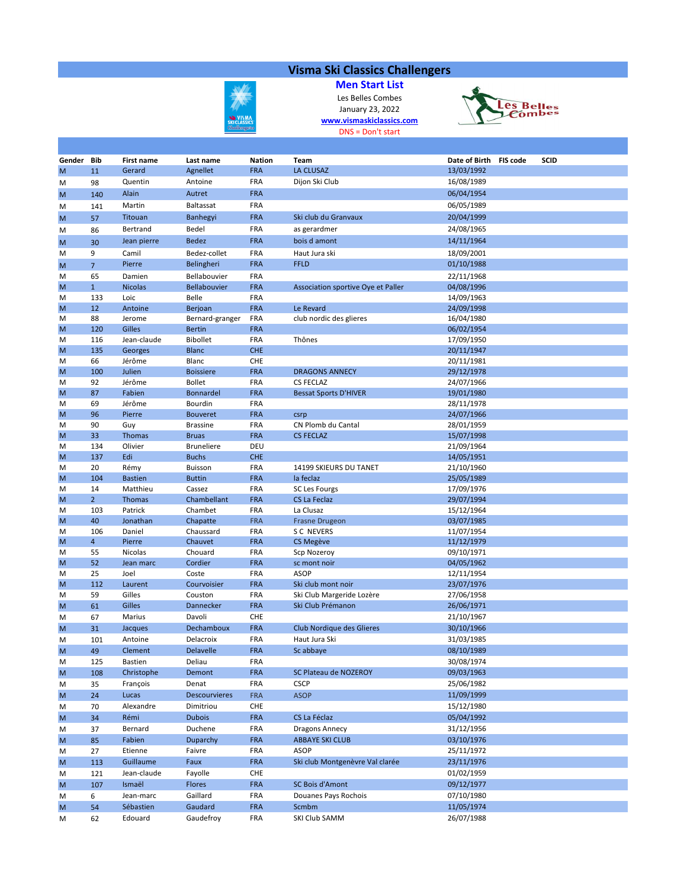# Visma Ski Classics Challengers

## Men Start List

Les Belles Combes

January 23, 2022

www.vismaskiclassics.com

DNS = Don't start

| Gender | Bib | First name | Last name | Nation | Team | Date of Birth | FIS code | SCID |
|---|---|---|---|---|---|---|---|---|
| M | 11 | Gerard | Agnellet | FRA | LA CLUSAZ | 13/03/1992 | | |
| M | 98 | Quentin | Antoine | FRA | Dijon Ski Club | 16/08/1989 | | |
| M | 140 | Alain | Autret | FRA | | 06/04/1954 | | |
| M | 141 | Martin | Baltassat | FRA | | 06/05/1989 | | |
| M | 57 | Titouan | Banhegyi | FRA | Ski club du Granvaux | 20/04/1999 | | |
| M | 86 | Bertrand | Bedel | FRA | as gerardmer | 24/08/1965 | | |
| M | 30 | Jean pierre | Bedez | FRA | bois d amont | 14/11/1964 | | |
| M | 9 | Camil | Bedez-collet | FRA | Haut Jura ski | 18/09/2001 | | |
| M | 7 | Pierre | Belingheri | FRA | FFLD | 01/10/1988 | | |
| M | 65 | Damien | Bellabouvier | FRA | | 22/11/1968 | | |
| M | 1 | Nicolas | Bellabouvier | FRA | Association sportive Oye et Paller | 04/08/1996 | | |
| M | 133 | Loic | Belle | FRA | | 14/09/1963 | | |
| M | 12 | Antoine | Berjoan | FRA | Le Revard | 24/09/1998 | | |
| M | 88 | Jerome | Bernard-granger | FRA | club nordic des glieres | 16/04/1980 | | |
| M | 120 | Gilles | Bertin | FRA | | 06/02/1954 | | |
| M | 116 | Jean-claude | Bibollet | FRA | Thônes | 17/09/1950 | | |
| M | 135 | Georges | Blanc | CHE | | 20/11/1947 | | |
| M | 66 | Jérôme | Blanc | CHE | | 20/11/1981 | | |
| M | 100 | Julien | Boissiere | FRA | DRAGONS ANNECY | 29/12/1978 | | |
| M | 92 | Jérôme | Bollet | FRA | CS FECLAZ | 24/07/1966 | | |
| M | 87 | Fabien | Bonnardel | FRA | Bessat Sports D'HIVER | 19/01/1980 | | |
| M | 69 | Jérôme | Bourdin | FRA | | 28/11/1978 | | |
| M | 96 | Pierre | Bouveret | FRA | csrp | 24/07/1966 | | |
| M | 90 | Guy | Brassine | FRA | CN Plomb du Cantal | 28/01/1959 | | |
| M | 33 | Thomas | Bruas | FRA | CS FECLAZ | 15/07/1998 | | |
| M | 134 | Olivier | Bruneliere | DEU | | 21/09/1964 | | |
| M | 137 | Edi | Buchs | CHE | | 14/05/1951 | | |
| M | 20 | Rémy | Buisson | FRA | 14199 SKIEURS DU TANET | 21/10/1960 | | |
| M | 104 | Bastien | Buttin | FRA | la feclaz | 25/05/1989 | | |
| M | 14 | Matthieu | Cassez | FRA | SC Les Fourgs | 17/09/1976 | | |
| M | 2 | Thomas | Chambellant | FRA | CS La Feclaz | 29/07/1994 | | |
| M | 103 | Patrick | Chambet | FRA | La Clusaz | 15/12/1964 | | |
| M | 40 | Jonathan | Chapatte | FRA | Frasne Drugeon | 03/07/1985 | | |
| M | 106 | Daniel | Chaussard | FRA | S C NEVERS | 11/07/1954 | | |
| M | 4 | Pierre | Chauvet | FRA | CS Megève | 11/12/1979 | | |
| M | 55 | Nicolas | Chouard | FRA | Scp Nozeroy | 09/10/1971 | | |
| M | 52 | Jean marc | Cordier | FRA | sc mont noir | 04/05/1962 | | |
| M | 25 | Joel | Coste | FRA | ASOP | 12/11/1954 | | |
| M | 112 | Laurent | Courvoisier | FRA | Ski club mont noir | 23/07/1976 | | |
| M | 59 | Gilles | Couston | FRA | Ski Club Margeride Lozère | 27/06/1958 | | |
| M | 61 | Gilles | Dannecker | FRA | Ski Club Prémanon | 26/06/1971 | | |
| M | 67 | Marius | Davoli | CHE | | 21/10/1967 | | |
| M | 31 | Jacques | Dechamboux | FRA | Club Nordique des Glieres | 30/10/1966 | | |
| M | 101 | Antoine | Delacroix | FRA | Haut Jura Ski | 31/03/1985 | | |
| M | 49 | Clement | Delavelle | FRA | Sc abbaye | 08/10/1989 | | |
| M | 125 | Bastien | Deliau | FRA | | 30/08/1974 | | |
| M | 108 | Christophe | Demont | FRA | SC Plateau de NOZEROY | 09/03/1963 | | |
| M | 35 | François | Denat | FRA | CSCP | 25/06/1982 | | |
| M | 24 | Lucas | Descourvieres | FRA | ASOP | 11/09/1999 | | |
| M | 70 | Alexandre | Dimitriou | CHE | | 15/12/1980 | | |
| M | 34 | Rémi | Dubois | FRA | CS La Féclaz | 05/04/1992 | | |
| M | 37 | Bernard | Duchene | FRA | Dragons Annecy | 31/12/1956 | | |
| M | 85 | Fabien | Duparchy | FRA | ABBAYE SKI CLUB | 03/10/1976 | | |
| M | 27 | Etienne | Faivre | FRA | ASOP | 25/11/1972 | | |
| M | 113 | Guillaume | Faux | FRA | Ski club Montgenèvre Val clarée | 23/11/1976 | | |
| M | 121 | Jean-claude | Fayolle | CHE | | 01/02/1959 | | |
| M | 107 | Ismaël | Flores | FRA | SC Bois d'Amont | 09/12/1977 | | |
| M | 6 | Jean-marc | Gaillard | FRA | Douanes Pays Rochois | 07/10/1980 | | |
| M | 54 | Sébastien | Gaudard | FRA | Scmbm | 11/05/1974 | | |
| M | 62 | Edouard | Gaudefroy | FRA | SKI Club SAMM | 26/07/1988 | | |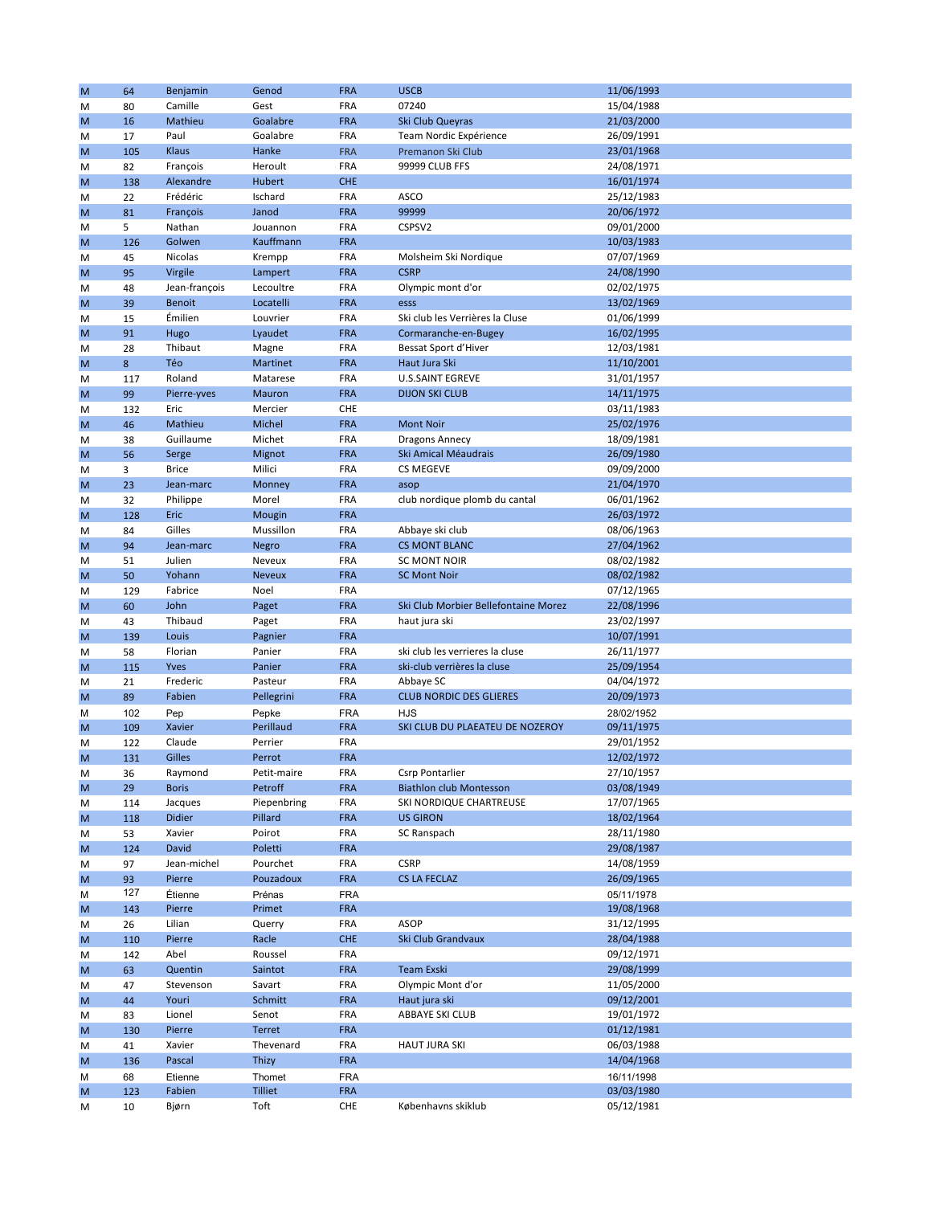| | | | | | | |
|---|---|---|---|---|---|---|
| M | 64 | Benjamin | Genod | FRA | USCB | 11/06/1993 |
| M | 80 | Camille | Gest | FRA | 07240 | 15/04/1988 |
| M | 16 | Mathieu | Goalabre | FRA | Ski Club Queyras | 21/03/2000 |
| M | 17 | Paul | Goalabre | FRA | Team Nordic Expérience | 26/09/1991 |
| M | 105 | Klaus | Hanke | FRA | Premanon Ski Club | 23/01/1968 |
| M | 82 | François | Heroult | FRA | 99999 CLUB FFS | 24/08/1971 |
| M | 138 | Alexandre | Hubert | CHE | | 16/01/1974 |
| M | 22 | Frédéric | Ischard | FRA | ASCO | 25/12/1983 |
| M | 81 | François | Janod | FRA | 99999 | 20/06/1972 |
| M | 5 | Nathan | Jouannon | FRA | CSPSV2 | 09/01/2000 |
| M | 126 | Golwen | Kauffmann | FRA | | 10/03/1983 |
| M | 45 | Nicolas | Krempp | FRA | Molsheim Ski Nordique | 07/07/1969 |
| M | 95 | Virgile | Lampert | FRA | CSRP | 24/08/1990 |
| M | 48 | Jean-françois | Lecoultre | FRA | Olympic mont d'or | 02/02/1975 |
| M | 39 | Benoit | Locatelli | FRA | esss | 13/02/1969 |
| M | 15 | Émilien | Louvrier | FRA | Ski club les Verrières la Cluse | 01/06/1999 |
| M | 91 | Hugo | Lyaudet | FRA | Cormaranche-en-Bugey | 16/02/1995 |
| M | 28 | Thibaut | Magne | FRA | Bessat Sport d'Hiver | 12/03/1981 |
| M | 8 | Téo | Martinet | FRA | Haut Jura Ski | 11/10/2001 |
| M | 117 | Roland | Matarese | FRA | U.S.SAINT EGREVE | 31/01/1957 |
| M | 99 | Pierre-yves | Mauron | FRA | DIJON SKI CLUB | 14/11/1975 |
| M | 132 | Eric | Mercier | CHE | | 03/11/1983 |
| M | 46 | Mathieu | Michel | FRA | Mont Noir | 25/02/1976 |
| M | 38 | Guillaume | Michet | FRA | Dragons Annecy | 18/09/1981 |
| M | 56 | Serge | Mignot | FRA | Ski Amical Méaudrais | 26/09/1980 |
| M | 3 | Brice | Milici | FRA | CS MEGEVE | 09/09/2000 |
| M | 23 | Jean-marc | Monney | FRA | asop | 21/04/1970 |
| M | 32 | Philippe | Morel | FRA | club nordique plomb du cantal | 06/01/1962 |
| M | 128 | Eric | Mougin | FRA | | 26/03/1972 |
| M | 84 | Gilles | Mussillon | FRA | Abbaye ski club | 08/06/1963 |
| M | 94 | Jean-marc | Negro | FRA | CS MONT BLANC | 27/04/1962 |
| M | 51 | Julien | Neveux | FRA | SC MONT NOIR | 08/02/1982 |
| M | 50 | Yohann | Neveux | FRA | SC Mont Noir | 08/02/1982 |
| M | 129 | Fabrice | Noel | FRA | | 07/12/1965 |
| M | 60 | John | Paget | FRA | Ski Club Morbier Bellefontaine Morez | 22/08/1996 |
| M | 43 | Thibaud | Paget | FRA | haut jura ski | 23/02/1997 |
| M | 139 | Louis | Pagnier | FRA | | 10/07/1991 |
| M | 58 | Florian | Panier | FRA | ski club les verrieres la cluse | 26/11/1977 |
| M | 115 | Yves | Panier | FRA | ski-club verrières la cluse | 25/09/1954 |
| M | 21 | Frederic | Pasteur | FRA | Abbaye SC | 04/04/1972 |
| M | 89 | Fabien | Pellegrini | FRA | CLUB NORDIC DES GLIERES | 20/09/1973 |
| M | 102 | Pep | Pepke | FRA | HJS | 28/02/1952 |
| M | 109 | Xavier | Perillaud | FRA | SKI CLUB DU PLAEATEU DE NOZEROY | 09/11/1975 |
| M | 122 | Claude | Perrier | FRA | | 29/01/1952 |
| M | 131 | Gilles | Perrot | FRA | | 12/02/1972 |
| M | 36 | Raymond | Petit-maire | FRA | Csrp Pontarlier | 27/10/1957 |
| M | 29 | Boris | Petroff | FRA | Biathlon club Montesson | 03/08/1949 |
| M | 114 | Jacques | Piepenbring | FRA | SKI NORDIQUE CHARTREUSE | 17/07/1965 |
| M | 118 | Didier | Pillard | FRA | US GIRON | 18/02/1964 |
| M | 53 | Xavier | Poirot | FRA | SC Ranspach | 28/11/1980 |
| M | 124 | David | Poletti | FRA | | 29/08/1987 |
| M | 97 | Jean-michel | Pourchet | FRA | CSRP | 14/08/1959 |
| M | 93 | Pierre | Pouzadoux | FRA | CS LA FECLAZ | 26/09/1965 |
| M | 127 | Étienne | Prénas | FRA | | 05/11/1978 |
| M | 143 | Pierre | Primet | FRA | | 19/08/1968 |
| M | 26 | Lilian | Querry | FRA | ASOP | 31/12/1995 |
| M | 110 | Pierre | Racle | CHE | Ski Club Grandvaux | 28/04/1988 |
| M | 142 | Abel | Roussel | FRA | | 09/12/1971 |
| M | 63 | Quentin | Saintot | FRA | Team Exski | 29/08/1999 |
| M | 47 | Stevenson | Savart | FRA | Olympic Mont d'or | 11/05/2000 |
| M | 44 | Youri | Schmitt | FRA | Haut jura ski | 09/12/2001 |
| M | 83 | Lionel | Senot | FRA | ABBAYE SKI CLUB | 19/01/1972 |
| M | 130 | Pierre | Terret | FRA | | 01/12/1981 |
| M | 41 | Xavier | Thevenard | FRA | HAUT JURA SKI | 06/03/1988 |
| M | 136 | Pascal | Thizy | FRA | | 14/04/1968 |
| M | 68 | Etienne | Thomet | FRA | | 16/11/1998 |
| M | 123 | Fabien | Tilliet | FRA | | 03/03/1980 |
| M | 10 | Bjørn | Toft | CHE | Københavns skiklub | 05/12/1981 |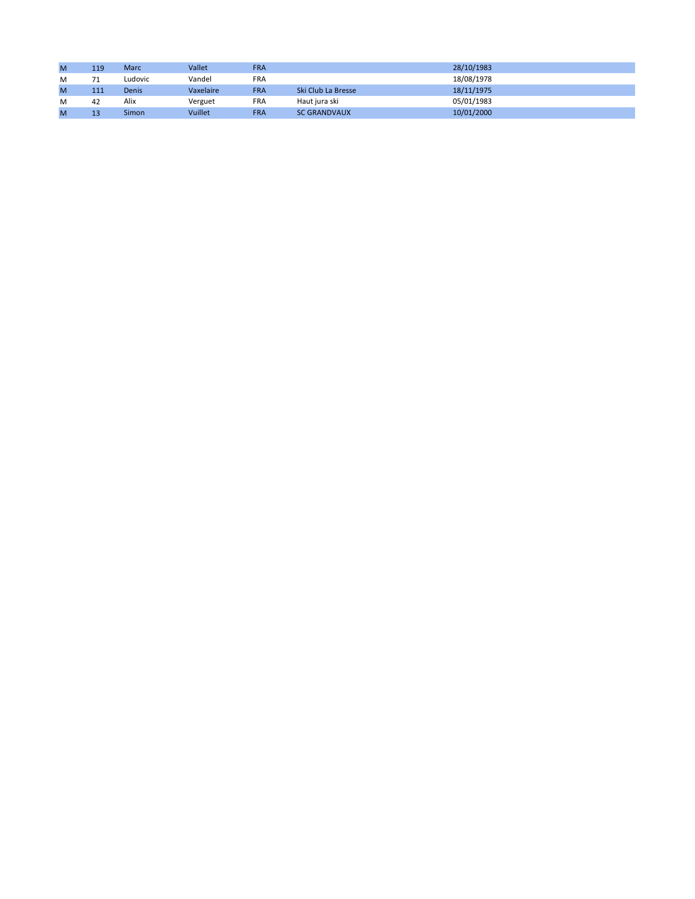| | | | | | | |
|---|---|---|---|---|---|---|
| M | 119 | Marc | Vallet | FRA | | 28/10/1983 |
| M | 71 | Ludovic | Vandel | FRA | | 18/08/1978 |
| M | 111 | Denis | Vaxelaire | FRA | Ski Club La Bresse | 18/11/1975 |
| M | 42 | Alix | Verguet | FRA | Haut jura ski | 05/01/1983 |
| M | 13 | Simon | Vuillet | FRA | SC GRANDVAUX | 10/01/2000 |